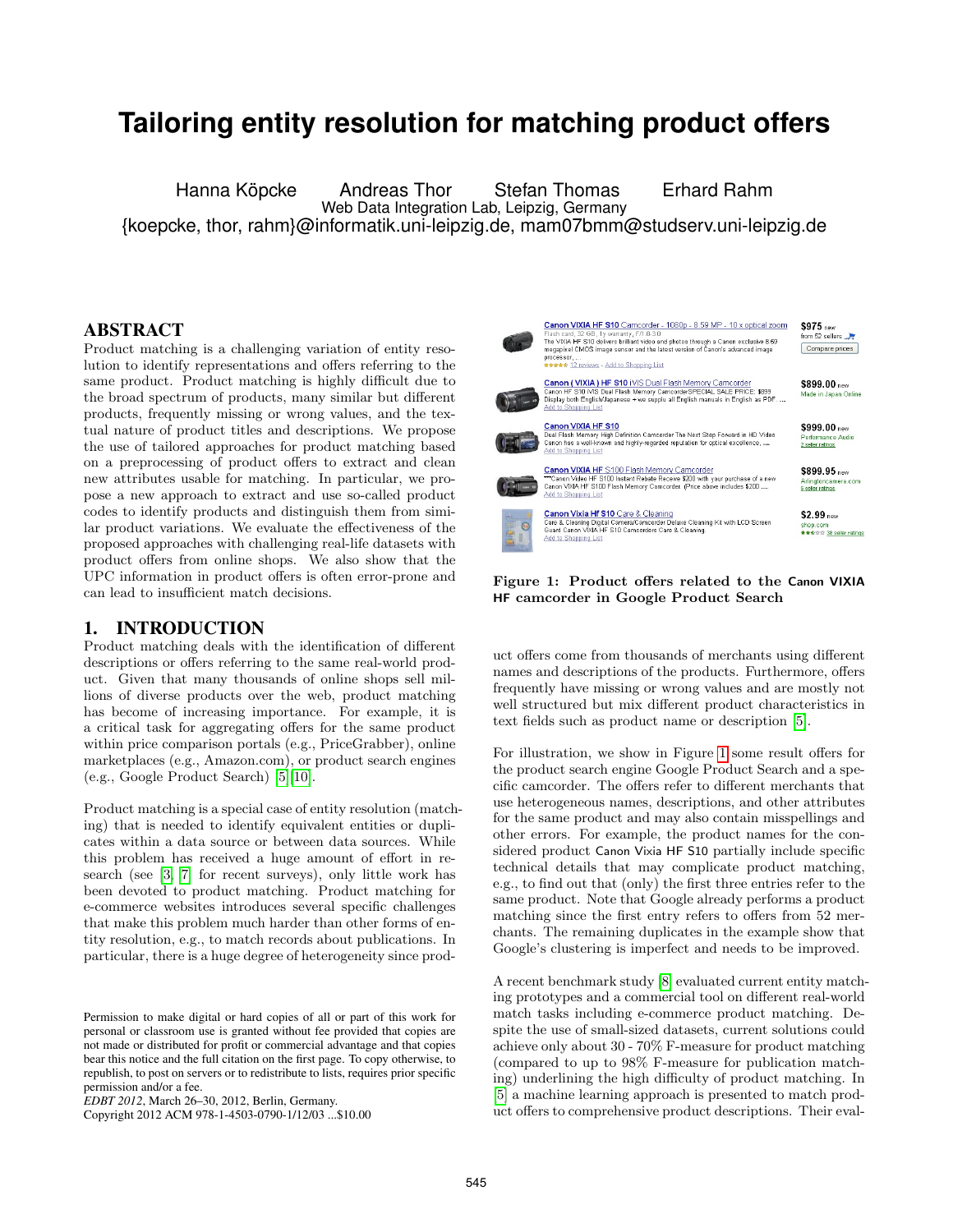# Tailoring entity resolution for matching product offers

Hanna Köpcke Andreas Thor Stefan Thomas Erhard Rahm
Web Data Integration Lab, Leipzig, Germany
{koepcke, thor, rahm}@informatik.uni-leipzig.de, mam07bmm@studserv.uni-leipzig.de

## ABSTRACT

Product matching is a challenging variation of entity resolution to identify representations and offers referring to the same product. Product matching is highly difficult due to the broad spectrum of products, many similar but different products, frequently missing or wrong values, and the textual nature of product titles and descriptions. We propose the use of tailored approaches for product matching based on a preprocessing of product offers to extract and clean new attributes usable for matching. In particular, we propose a new approach to extract and use so-called product codes to identify products and distinguish them from similar product variations. We evaluate the effectiveness of the proposed approaches with challenging real-life datasets with product offers from online shops. We also show that the UPC information in product offers is often error-prone and can lead to insufficient match decisions.

## 1. INTRODUCTION

Product matching deals with the identification of different descriptions or offers referring to the same real-world product. Given that many thousands of online shops sell millions of diverse products over the web, product matching has become of increasing importance. For example, it is a critical task for aggregating offers for the same product within price comparison portals (e.g., PriceGrabber), online marketplaces (e.g., Amazon.com), or product search engines (e.g., Google Product Search) [5][10].

Product matching is a special case of entity resolution (matching) that is needed to identify equivalent entities or duplicates within a data source or between data sources. While this problem has received a huge amount of effort in research (see [3, 7] for recent surveys), only little work has been devoted to product matching. Product matching for e-commerce websites introduces several specific challenges that make this problem much harder than other forms of entity resolution, e.g., to match records about publications. In particular, there is a huge degree of heterogeneity since product offers come from thousands of merchants using different names and descriptions of the products. Furthermore, offers frequently have missing or wrong values and are mostly not well structured but mix different product characteristics in text fields such as product name or description [5].

Permission to make digital or hard copies of all or part of this work for personal or classroom use is granted without fee provided that copies are not made or distributed for profit or commercial advantage and that copies bear this notice and the full citation on the first page. To copy otherwise, to republish, to post on servers or to redistribute to lists, requires prior specific permission and/or a fee.
*EDBT 2012*, March 26–30, 2012, Berlin, Germany.
Copyright 2012 ACM 978-1-4503-0790-1/12/03 ...$10.00

Canon VIXIA HF S10 Camcorder - 1080p - 8.59 MP - 10 x optical zoom
Flash card, 32 GB, 1y warranty, F/1.8-3.0
The VIXIA HF S10 delivers brilliant video and photos through a Canon exclusive 8.59 megapixel CMOS image sensor and the latest version of Canon's advanced image processor, ...
12 reviews - Add to Shopping List
$975 new
from 52 sellers
Compare prices

Canon ( VIXIA ) HF S10 iVIS Dual Flash Memory Camcorder
Canon HF S10 iVIS Dual Flash Memory CamcorderSPECIAL SALE PRICE: $899 Display both English/Japanese + we supply all English manuals in English as PDF. ...
Add to Shopping List
$899.00 new
Made in Japan Online

Canon VIXIA HF S10
Dual Flash Memory High Definition Camcorder The Next Step Forward in HD Video Canon has a well-known and highly-regarded reputation for optical excellence, ...
Add to Shopping List
$999.00 new
Performance Audio
2 seller ratings

Canon VIXIA HF S100 Flash Memory Camcorder
***Canon Video HF S100 Instant Rebate Receive $200 with your purchase of a new Canon VIXIA HF S100 Flash Memory Camcorder. (Price above includes $200 ....
Add to Shopping List
$899.95 new
Arlingtoncamera.com
6 seller ratings

Canon Vixia Hf S10 Care & Cleaning
Care & Cleaning Digital Camera/Camcorder Deluxe Cleaning Kit with LCD Screen Guard Canon VIXIA HF S10 Camcorders Care & Cleaning
Add to Shopping List
$2.99 new
shop.com
38 seller ratings

**Figure 1: Product offers related to the Canon VIXIA HF camcorder in Google Product Search**

For illustration, we show in Figure 1 some result offers for the product search engine Google Product Search and a specific camcorder. The offers refer to different merchants that use heterogeneous names, descriptions, and other attributes for the same product and may also contain misspellings and other errors. For example, the product names for the considered product Canon Vixia HF S10 partially include specific technical details that may complicate product matching, e.g., to find out that (only) the first three entries refer to the same product. Note that Google already performs a product matching since the first entry refers to offers from 52 merchants. The remaining duplicates in the example show that Google's clustering is imperfect and needs to be improved.

A recent benchmark study [8] evaluated current entity matching prototypes and a commercial tool on different real-world match tasks including e-commerce product matching. Despite the use of small-sized datasets, current solutions could achieve only about 30 - 70% F-measure for product matching (compared to up to 98% F-measure for publication matching) underlining the high difficulty of product matching. In [5] a machine learning approach is presented to match product offers to comprehensive product descriptions. Their eval-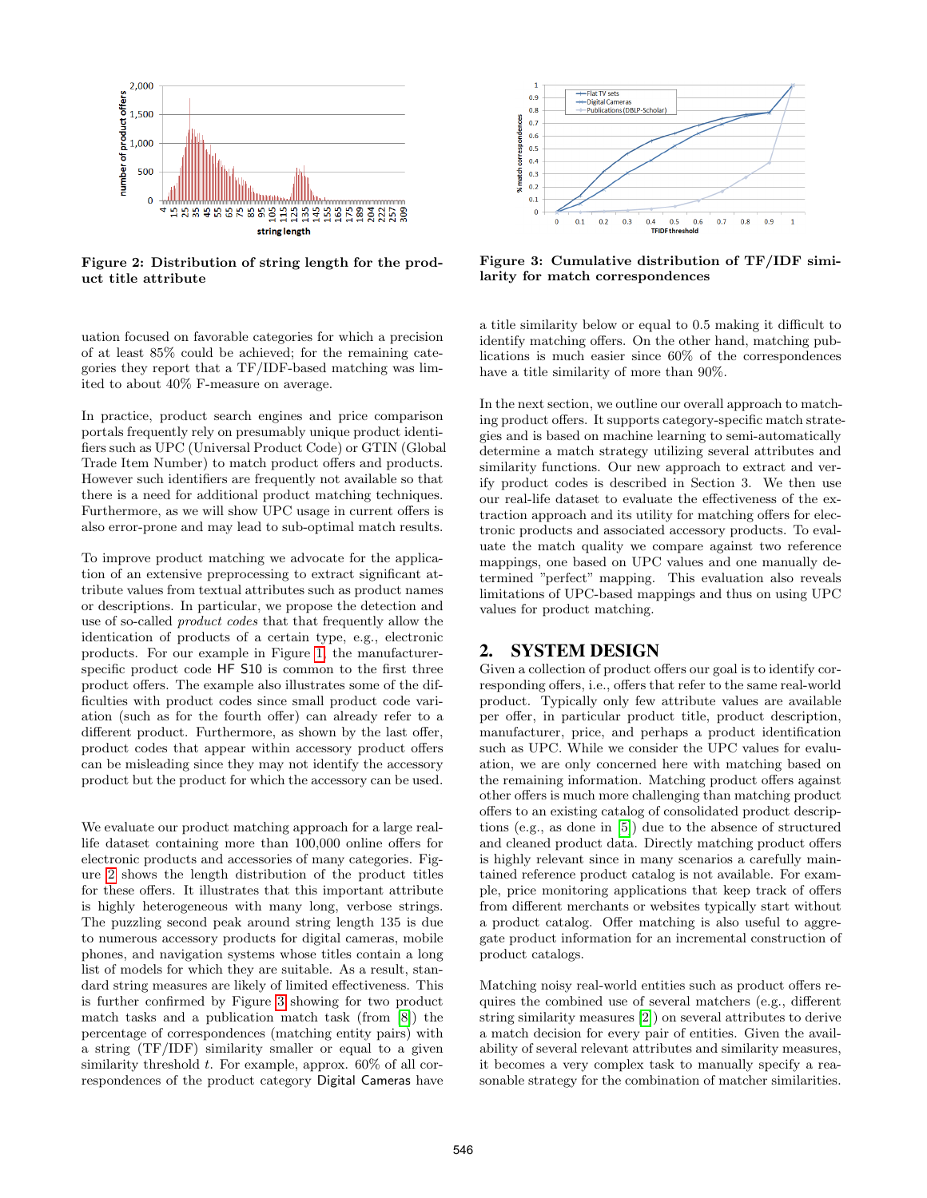2,000
1,500
1,000
500
0

number of product offers

4 15 25 35 45 55 65 75 85 95 105 115 125 135 145 155 165 175 189 204 222 257 309

string length

**Figure 2: Distribution of string length for the product title attribute**

1
0.9
0.8
0.7
0.6
0.5
0.4
0.3
0.2
0.1
0

% match correspondences

Flat TV sets
Digital Cameras
Publications (DBLP-Scholar)

0 0.1 0.2 0.3 0.4 0.5 0.6 0.7 0.8 0.9 1

TFIDF threshold

**Figure 3: Cumulative distribution of TF/IDF similarity for match correspondences**

uation focused on favorable categories for which a precision of at least 85% could be achieved; for the remaining categories they report that a TF/IDF-based matching was limited to about 40% F-measure on average.

In practice, product search engines and price comparison portals frequently rely on presumably unique product identifiers such as UPC (Universal Product Code) or GTIN (Global Trade Item Number) to match product offers and products. However such identifiers are frequently not available so that there is a need for additional product matching techniques. Furthermore, as we will show UPC usage in current offers is also error-prone and may lead to sub-optimal match results.

To improve product matching we advocate for the application of an extensive preprocessing to extract significant attribute values from textual attributes such as product names or descriptions. In particular, we propose the detection and use of so-called *product codes* that that frequently allow the identication of products of a certain type, e.g., electronic products. For our example in Figure 1, the manufacturer-specific product code HF S10 is common to the first three product offers. The example also illustrates some of the difficulties with product codes since small product code variation (such as for the fourth offer) can already refer to a different product. Furthermore, as shown by the last offer, product codes that appear within accessory product offers can be misleading since they may not identify the accessory product but the product for which the accessory can be used.

We evaluate our product matching approach for a large real-life dataset containing more than 100,000 online offers for electronic products and accessories of many categories. Figure 2 shows the length distribution of the product titles for these offers. It illustrates that this important attribute is highly heterogeneous with many long, verbose strings. The puzzling second peak around string length 135 is due to numerous accessory products for digital cameras, mobile phones, and navigation systems whose titles contain a long list of models for which they are suitable. As a result, standard string measures are likely of limited effectiveness. This is further confirmed by Figure 3 showing for two product match tasks and a publication match task (from [8]) the percentage of correspondences (matching entity pairs) with a string (TF/IDF) similarity smaller or equal to a given similarity threshold $t$. For example, approx. 60% of all correspondences of the product category Digital Cameras have a title similarity below or equal to 0.5 making it difficult to identify matching offers. On the other hand, matching publications is much easier since 60% of the correspondences have a title similarity of more than 90%.

In the next section, we outline our overall approach to matching product offers. It supports category-specific match strategies and is based on machine learning to semi-automatically determine a match strategy utilizing several attributes and similarity functions. Our new approach to extract and verify product codes is described in Section 3. We then use our real-life dataset to evaluate the effectiveness of the extraction approach and its utility for matching offers for electronic products and associated accessory products. To evaluate the match quality we compare against two reference mappings, one based on UPC values and one manually determined "perfect" mapping. This evaluation also reveals limitations of UPC-based mappings and thus on using UPC values for product matching.

## 2. SYSTEM DESIGN

Given a collection of product offers our goal is to identify corresponding offers, i.e., offers that refer to the same real-world product. Typically only few attribute values are available per offer, in particular product title, product description, manufacturer, price, and perhaps a product identification such as UPC. While we consider the UPC values for evaluation, we are only concerned here with matching based on the remaining information. Matching product offers against other offers is much more challenging than matching product offers to an existing catalog of consolidated product descriptions (e.g., as done in [5]) due to the absence of structured and cleaned product data. Directly matching product offers is highly relevant since in many scenarios a carefully maintained reference product catalog is not available. For example, price monitoring applications that keep track of offers from different merchants or websites typically start without a product catalog. Offer matching is also useful to aggregate product information for an incremental construction of product catalogs.

Matching noisy real-world entities such as product offers requires the combined use of several matchers (e.g., different string similarity measures [2]) on several attributes to derive a match decision for every pair of entities. Given the availability of several relevant attributes and similarity measures, it becomes a very complex task to manually specify a reasonable strategy for the combination of matcher similarities.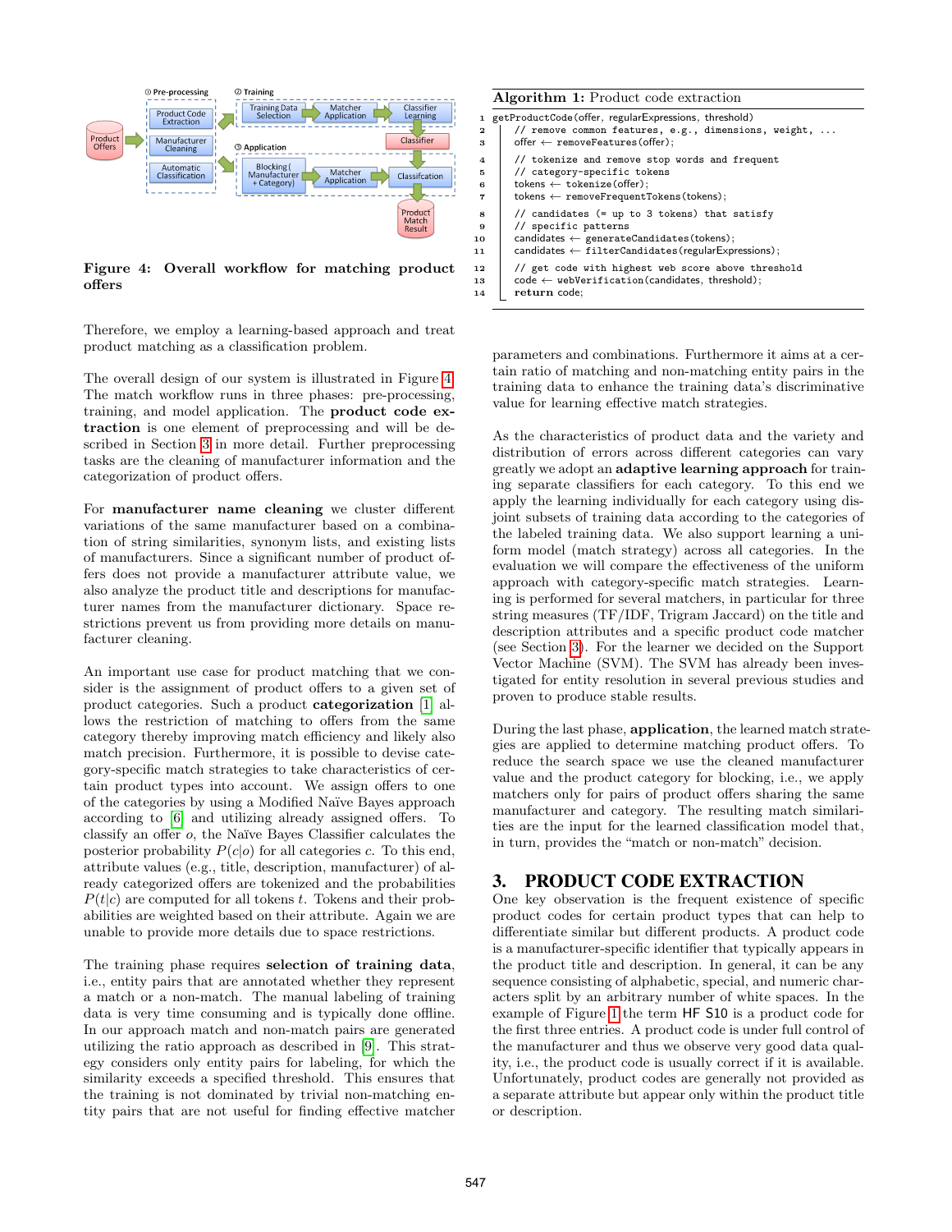Figure 4: Overall workflow for matching product offers

Therefore, we employ a learning-based approach and treat product matching as a classification problem.

The overall design of our system is illustrated in Figure 4. The match workflow runs in three phases: pre-processing, training, and model application. The **product code extraction** is one element of preprocessing and will be described in Section 3 in more detail. Further preprocessing tasks are the cleaning of manufacturer information and the categorization of product offers.

For **manufacturer name cleaning** we cluster different variations of the same manufacturer based on a combination of string similarities, synonym lists, and existing lists of manufacturers. Since a significant number of product offers does not provide a manufacturer attribute value, we also analyze the product title and descriptions for manufacturer names from the manufacturer dictionary. Space restrictions prevent us from providing more details on manufacturer cleaning.

An important use case for product matching that we consider is the assignment of product offers to a given set of product categories. Such a product **categorization** [1] allows the restriction of matching to offers from the same category thereby improving match efficiency and likely also match precision. Furthermore, it is possible to devise category-specific match strategies to take characteristics of certain product types into account. We assign offers to one of the categories by using a Modified Naïve Bayes approach according to [6] and utilizing already assigned offers. To classify an offer $o$, the Naïve Bayes Classifier calculates the posterior probability $P(c|o)$ for all categories $c$. To this end, attribute values (e.g., title, description, manufacturer) of already categorized offers are tokenized and the probabilities $P(t|c)$ are computed for all tokens $t$. Tokens and their probabilities are weighted based on their attribute. Again we are unable to provide more details due to space restrictions.

The training phase requires **selection of training data**, i.e., entity pairs that are annotated whether they represent a match or a non-match. The manual labeling of training data is very time consuming and is typically done offline. In our approach match and non-match pairs are generated utilizing the ratio approach as described in [9]. This strategy considers only entity pairs for labeling, for which the similarity exceeds a specified threshold. This ensures that the training is not dominated by trivial non-matching entity pairs that are not useful for finding effective matcher parameters and combinations. Furthermore it aims at a certain ratio of matching and non-matching entity pairs in the training data to enhance the training data's discriminative value for learning effective match strategies.

**Algorithm 1:** Product code extraction

```
1  getProductCode(offer, regularExpressions, threshold)
2      // remove common features, e.g., dimensions, weight, ...
3      offer ← removeFeatures(offer);
4      // tokenize and remove stop words and frequent
5      // category-specific tokens
6      tokens ← tokenize(offer);
7      tokens ← removeFrequentTokens(tokens);
8      // candidates (= up to 3 tokens) that satisfy
9      // specific patterns
10     candidates ← generateCandidates(tokens);
11     candidates ← filterCandidates(regularExpressions);
12     // get code with highest web score above threshold
13     code ← webVerification(candidates, threshold);
14     return code;
```

As the characteristics of product data and the variety and distribution of errors across different categories can vary greatly we adopt an **adaptive learning approach** for training separate classifiers for each category. To this end we apply the learning individually for each category using disjoint subsets of training data according to the categories of the labeled training data. We also support learning a uniform model (match strategy) across all categories. In the evaluation we will compare the effectiveness of the uniform approach with category-specific match strategies. Learning is performed for several matchers, in particular for three string measures (TF/IDF, Trigram Jaccard) on the title and description attributes and a specific product code matcher (see Section 3). For the learner we decided on the Support Vector Machine (SVM). The SVM has already been investigated for entity resolution in several previous studies and proven to produce stable results.

During the last phase, **application**, the learned match strategies are applied to determine matching product offers. To reduce the search space we use the cleaned manufacturer value and the product category for blocking, i.e., we apply matchers only for pairs of product offers sharing the same manufacturer and category. The resulting match similarities are the input for the learned classification model that, in turn, provides the "match or non-match" decision.

## 3. PRODUCT CODE EXTRACTION

One key observation is the frequent existence of specific product codes for certain product types that can help to differentiate similar but different products. A product code is a manufacturer-specific identifier that typically appears in the product title and description. In general, it can be any sequence consisting of alphabetic, special, and numeric characters split by an arbitrary number of white spaces. In the example of Figure 1 the term HF S10 is a product code for the first three entries. A product code is under full control of the manufacturer and thus we observe very good data quality, i.e., the product code is usually correct if it is available. Unfortunately, product codes are generally not provided as a separate attribute but appear only within the product title or description.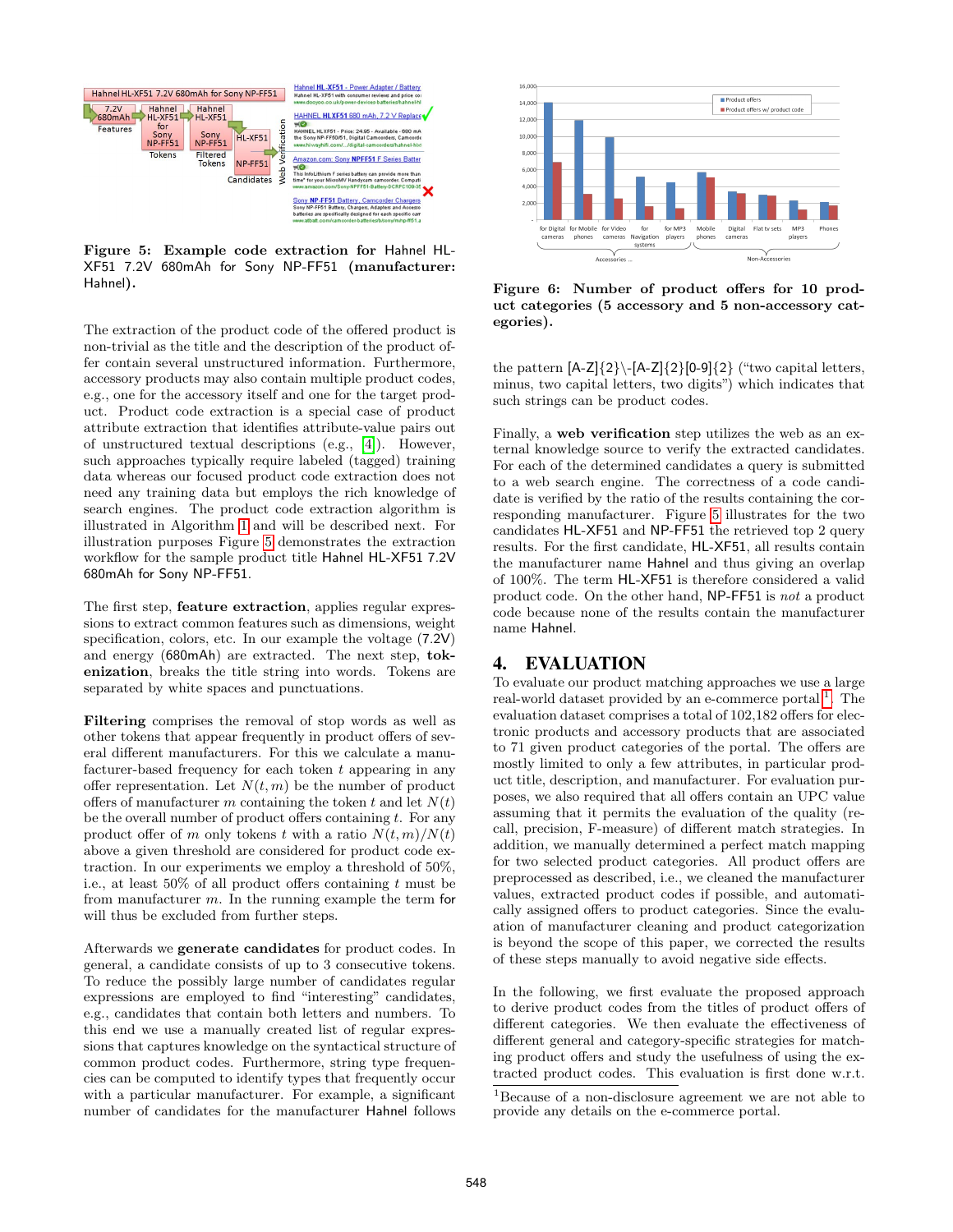Hahnel HL-XF51 7.2V 680mAh for Sony NP-FF51

7.2V 680mAh

Features

Hahnel HL-XF51 for Sony NP-FF51

Tokens

Hahnel HL-XF51 Sony NP-FF51

Filtered Tokens

HL-XF51

NP-FF51

Candidates

Web Verification

Hahnel HL-XF51 - Power Adapter / Battery

HAHNEL HLXF51 680 mAh, 7.2 V Replace

Amazon.com: Sony NPFF51 F Series Batter

Sony NP-FF51 Battery, Camcorder Chargers

**Figure 5: Example code extraction for** Hahnel HL-XF51 7.2V 680mAh for Sony NP-FF51 **(manufacturer:** Hahnel**).**

The extraction of the product code of the offered product is non-trivial as the title and the description of the product offer contain several unstructured information. Furthermore, accessory products may also contain multiple product codes, e.g., one for the accessory itself and one for the target product. Product code extraction is a special case of product attribute extraction that identifies attribute-value pairs out of unstructured textual descriptions (e.g., [4]). However, such approaches typically require labeled (tagged) training data whereas our focused product code extraction does not need any training data but employs the rich knowledge of search engines. The product code extraction algorithm is illustrated in Algorithm 1 and will be described next. For illustration purposes Figure 5 demonstrates the extraction workflow for the sample product title Hahnel HL-XF51 7.2V 680mAh for Sony NP-FF51.

The first step, **feature extraction**, applies regular expressions to extract common features such as dimensions, weight specification, colors, etc. In our example the voltage (7.2V) and energy (680mAh) are extracted. The next step, **tokenization**, breaks the title string into words. Tokens are separated by white spaces and punctuations.

**Filtering** comprises the removal of stop words as well as other tokens that appear frequently in product offers of several different manufacturers. For this we calculate a manufacturer-based frequency for each token $t$ appearing in any offer representation. Let $N(t, m)$ be the number of product offers of manufacturer $m$ containing the token $t$ and let $N(t)$ be the overall number of product offers containing $t$. For any product offer of $m$ only tokens $t$ with a ratio $N(t, m)/N(t)$ above a given threshold are considered for product code extraction. In our experiments we employ a threshold of 50%, i.e., at least 50% of all product offers containing $t$ must be from manufacturer $m$. In the running example the term for will thus be excluded from further steps.

Afterwards we **generate candidates** for product codes. In general, a candidate consists of up to 3 consecutive tokens. To reduce the possibly large number of candidates regular expressions are employed to find "interesting" candidates, e.g., candidates that contain both letters and numbers. To this end we use a manually created list of regular expressions that captures knowledge on the syntactical structure of common product codes. Furthermore, string type frequencies can be computed to identify types that frequently occur with a particular manufacturer. For example, a significant number of candidates for the manufacturer Hahnel follows the pattern [A-Z]{2}\-[A-Z]{2}[0-9]{2} ("two capital letters, minus, two capital letters, two digits") which indicates that such strings can be product codes.

Finally, a **web verification** step utilizes the web as an external knowledge source to verify the extracted candidates. For each of the determined candidates a query is submitted to a web search engine. The correctness of a code candidate is verified by the ratio of the results containing the corresponding manufacturer. Figure 5 illustrates for the two candidates HL-XF51 and NP-FF51 the retrieved top 2 query results. For the first candidate, HL-XF51, all results contain the manufacturer name Hahnel and thus giving an overlap of 100%. The term HL-XF51 is therefore considered a valid product code. On the other hand, NP-FF51 is *not* a product code because none of the results contain the manufacturer name Hahnel.

16,000
14,000
12,000
10,000
8,000
6,000
4,000
2,000
-

Product offers
Product offers w/ product code

for Digital cameras
for Mobile phones
for Video cameras
for Navigation systems
for MP3 players
Mobile phones
Digital cameras
Flat tv sets
MP3 players
Phones

Accessories ...
Non-Accessories

**Figure 6: Number of product offers for 10 product categories (5 accessory and 5 non-accessory categories).**

## 4. EVALUATION

To evaluate our product matching approaches we use a large real-world dataset provided by an e-commerce portal [1]. The evaluation dataset comprises a total of 102,182 offers for electronic products and accessory products that are associated to 71 given product categories of the portal. The offers are mostly limited to only a few attributes, in particular product title, description, and manufacturer. For evaluation purposes, we also required that all offers contain an UPC value assuming that it permits the evaluation of the quality (recall, precision, F-measure) of different match strategies. In addition, we manually determined a perfect match mapping for two selected product categories. All product offers are preprocessed as described, i.e., we cleaned the manufacturer values, extracted product codes if possible, and automatically assigned offers to product categories. Since the evaluation of manufacturer cleaning and product categorization is beyond the scope of this paper, we corrected the results of these steps manually to avoid negative side effects.

In the following, we first evaluate the proposed approach to derive product codes from the titles of product offers of different categories. We then evaluate the effectiveness of different general and category-specific strategies for matching product offers and study the usefulness of using the extracted product codes. This evaluation is first done w.r.t.

[1]Because of a non-disclosure agreement we are not able to provide any details on the e-commerce portal.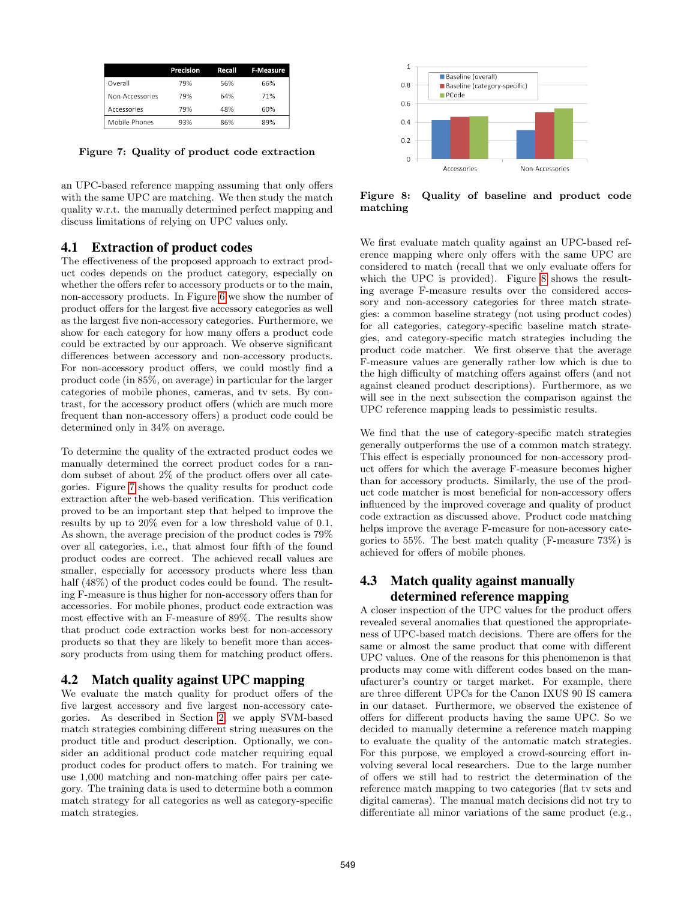| | Precision | Recall | F-Measure |
|---|---|---|---|
| Overall | 79% | 56% | 66% |
| Non-Accessories | 79% | 64% | 71% |
| Accessories | 79% | 48% | 60% |
| Mobile Phones | 93% | 86% | 89% |

**Figure 7: Quality of product code extraction**

an UPC-based reference mapping assuming that only offers with the same UPC are matching. We then study the match quality w.r.t. the manually determined perfect mapping and discuss limitations of relying on UPC values only.

## 4.1 Extraction of product codes

The effectiveness of the proposed approach to extract product codes depends on the product category, especially on whether the offers refer to accessory products or to the main, non-accessory products. In Figure 6 we show the number of product offers for the largest five accessory categories as well as the largest five non-accessory categories. Furthermore, we show for each category for how many offers a product code could be extracted by our approach. We observe significant differences between accessory and non-accessory products. For non-accessory product offers, we could mostly find a product code (in 85%, on average) in particular for the larger categories of mobile phones, cameras, and tv sets. By contrast, for the accessory product offers (which are much more frequent than non-accessory offers) a product code could be determined only in 34% on average.

To determine the quality of the extracted product codes we manually determined the correct product codes for a random subset of about 2% of the product offers over all categories. Figure 7 shows the quality results for product code extraction after the web-based verification. This verification proved to be an important step that helped to improve the results by up to 20% even for a low threshold value of 0.1. As shown, the average precision of the product codes is 79% over all categories, i.e., that almost four fifth of the found product codes are correct. The achieved recall values are smaller, especially for accessory products where less than half (48%) of the product codes could be found. The resulting F-measure is thus higher for non-accessory offers than for accessories. For mobile phones, product code extraction was most effective with an F-measure of 89%. The results show that product code extraction works best for non-accessory products so that they are likely to benefit more than accessory products from using them for matching product offers.

## 4.2 Match quality against UPC mapping

We evaluate the match quality for product offers of the five largest accessory and five largest non-accessory categories. As described in Section 2, we apply SVM-based match strategies combining different string measures on the product title and product description. Optionally, we consider an additional product code matcher requiring equal product codes for product offers to match. For training we use 1,000 matching and non-matching offer pairs per category. The training data is used to determine both a common match strategy for all categories as well as category-specific match strategies.

1
0.8
0.6
0.4
0.2
0
Baseline (overall)
Baseline (category-specific)
PCode
Accessories
Non-Accessories

**Figure 8: Quality of baseline and product code matching**

We first evaluate match quality against an UPC-based reference mapping where only offers with the same UPC are considered to match (recall that we only evaluate offers for which the UPC is provided). Figure 8 shows the resulting average F-measure results over the considered accessory and non-accessory categories for three match strategies: a common baseline strategy (not using product codes) for all categories, category-specific baseline match strategies, and category-specific match strategies including the product code matcher. We first observe that the average F-measure values are generally rather low which is due to the high difficulty of matching offers against offers (and not against cleaned product descriptions). Furthermore, as we will see in the next subsection the comparison against the UPC reference mapping leads to pessimistic results.

We find that the use of category-specific match strategies generally outperforms the use of a common match strategy. This effect is especially pronounced for non-accessory product offers for which the average F-measure becomes higher than for accessory products. Similarly, the use of the product code matcher is most beneficial for non-accessory offers influenced by the improved coverage and quality of product code extraction as discussed above. Product code matching helps improve the average F-measure for non-accessory categories to 55%. The best match quality (F-measure 73%) is achieved for offers of mobile phones.

## 4.3 Match quality against manually determined reference mapping

A closer inspection of the UPC values for the product offers revealed several anomalies that questioned the appropriateness of UPC-based match decisions. There are offers for the same or almost the same product that come with different UPC values. One of the reasons for this phenomenon is that products may come with different codes based on the manufacturer's country or target market. For example, there are three different UPCs for the Canon IXUS 90 IS camera in our dataset. Furthermore, we observed the existence of offers for different products having the same UPC. So we decided to manually determine a reference match mapping to evaluate the quality of the automatic match strategies. For this purpose, we employed a crowd-sourcing effort involving several local researchers. Due to the large number of offers we still had to restrict the determination of the reference match mapping to two categories (flat tv sets and digital cameras). The manual match decisions did not try to differentiate all minor variations of the same product (e.g.,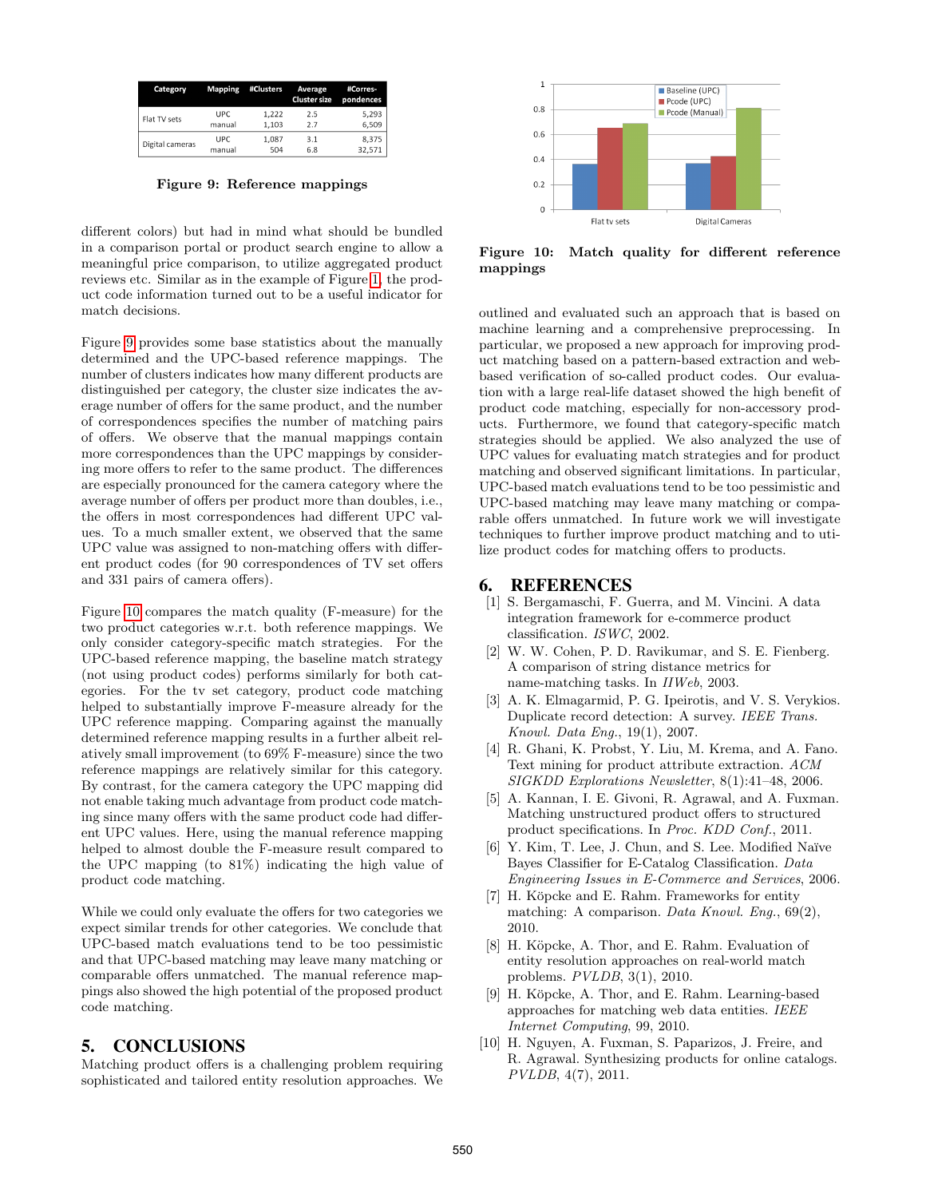| Category | Mapping | #Clusters | Average Cluster size | #Corres-pondences |
|---|---|---|---|---|
| Flat TV sets | UPC | 1,222 | 2.5 | 5,293 |
| | manual | 1,103 | 2.7 | 6,509 |
| Digital cameras | UPC | 1,087 | 3.1 | 8,375 |
| | manual | 504 | 6.8 | 32,571 |

**Figure 9: Reference mappings**

different colors) but had in mind what should be bundled in a comparison portal or product search engine to allow a meaningful price comparison, to utilize aggregated product reviews etc. Similar as in the example of Figure 1, the product code information turned out to be a useful indicator for match decisions.

Figure 9 provides some base statistics about the manually determined and the UPC-based reference mappings. The number of clusters indicates how many different products are distinguished per category, the cluster size indicates the average number of offers for the same product, and the number of correspondences specifies the number of matching pairs of offers. We observe that the manual mappings contain more correspondences than the UPC mappings by considering more offers to refer to the same product. The differences are especially pronounced for the camera category where the average number of offers per product more than doubles, i.e., the offers in most correspondences had different UPC values. To a much smaller extent, we observed that the same UPC value was assigned to non-matching offers with different product codes (for 90 correspondences of TV set offers and 331 pairs of camera offers).

Figure 10 compares the match quality (F-measure) for the two product categories w.r.t. both reference mappings. We only consider category-specific match strategies. For the UPC-based reference mapping, the baseline match strategy (not using product codes) performs similarly for both categories. For the tv set category, product code matching helped to substantially improve F-measure already for the UPC reference mapping. Comparing against the manually determined reference mapping results in a further albeit relatively small improvement (to 69% F-measure) since the two reference mappings are relatively similar for this category. By contrast, for the camera category the UPC mapping did not enable taking much advantage from product code matching since many offers with the same product code had different UPC values. Here, using the manual reference mapping helped to almost double the F-measure result compared to the UPC mapping (to 81%) indicating the high value of product code matching.

While we could only evaluate the offers for two categories we expect similar trends for other categories. We conclude that UPC-based match evaluations tend to be too pessimistic and that UPC-based matching may leave many matching or comparable offers unmatched. The manual reference mappings also showed the high potential of the proposed product code matching.

1
0.8
0.6
0.4
0.2
0
Baseline (UPC)
Pcode (UPC)
Pcode (Manual)
Flat tv sets
Digital Cameras

**Figure 10: Match quality for different reference mappings**

## 5. CONCLUSIONS

Matching product offers is a challenging problem requiring sophisticated and tailored entity resolution approaches. We outlined and evaluated such an approach that is based on machine learning and a comprehensive preprocessing. In particular, we proposed a new approach for improving product matching based on a pattern-based extraction and web-based verification of so-called product codes. Our evaluation with a large real-life dataset showed the high benefit of product code matching, especially for non-accessory products. Furthermore, we found that category-specific match strategies should be applied. We also analyzed the use of UPC values for evaluating match strategies and for product matching and observed significant limitations. In particular, UPC-based match evaluations tend to be too pessimistic and UPC-based matching may leave many matching or comparable offers unmatched. In future work we will investigate techniques to further improve product matching and to utilize product codes for matching offers to products.

## 6. REFERENCES

[1] S. Bergamaschi, F. Guerra, and M. Vincini. A data integration framework for e-commerce product classification. *ISWC*, 2002.

[2] W. W. Cohen, P. D. Ravikumar, and S. E. Fienberg. A comparison of string distance metrics for name-matching tasks. In *IIWeb*, 2003.

[3] A. K. Elmagarmid, P. G. Ipeirotis, and V. S. Verykios. Duplicate record detection: A survey. *IEEE Trans. Knowl. Data Eng.*, 19(1), 2007.

[4] R. Ghani, K. Probst, Y. Liu, M. Krema, and A. Fano. Text mining for product attribute extraction. *ACM SIGKDD Explorations Newsletter*, 8(1):41–48, 2006.

[5] A. Kannan, I. E. Givoni, R. Agrawal, and A. Fuxman. Matching unstructured product offers to structured product specifications. In *Proc. KDD Conf.*, 2011.

[6] Y. Kim, T. Lee, J. Chun, and S. Lee. Modified Naïve Bayes Classifier for E-Catalog Classification. *Data Engineering Issues in E-Commerce and Services*, 2006.

[7] H. Köpcke and E. Rahm. Frameworks for entity matching: A comparison. *Data Knowl. Eng.*, 69(2), 2010.

[8] H. Köpcke, A. Thor, and E. Rahm. Evaluation of entity resolution approaches on real-world match problems. *PVLDB*, 3(1), 2010.

[9] H. Köpcke, A. Thor, and E. Rahm. Learning-based approaches for matching web data entities. *IEEE Internet Computing*, 99, 2010.

[10] H. Nguyen, A. Fuxman, S. Paparizos, J. Freire, and R. Agrawal. Synthesizing products for online catalogs. *PVLDB*, 4(7), 2011.